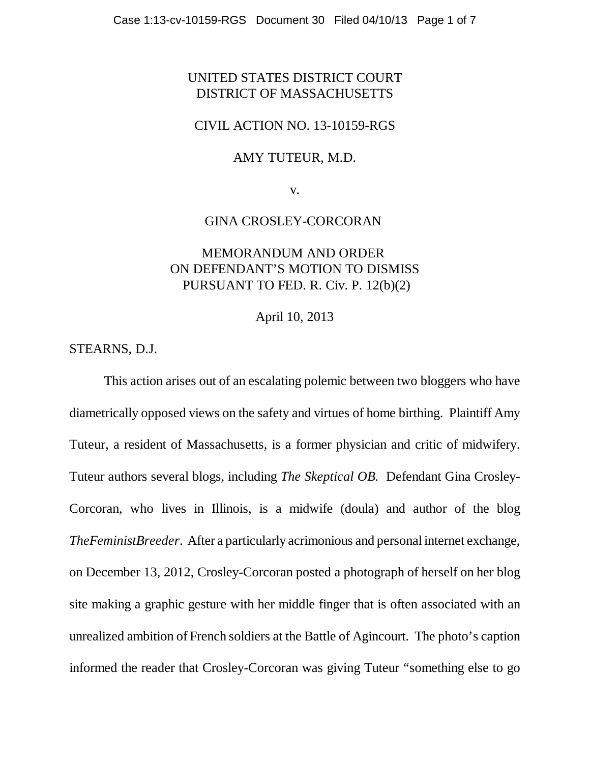UNITED STATES DISTRICT COURT
DISTRICT OF MASSACHUSETTS

CIVIL ACTION NO. 13-10159-RGS

AMY TUTEUR, M.D.

v.

GINA CROSLEY-CORCORAN

MEMORANDUM AND ORDER
ON DEFENDANT'S MOTION TO DISMISS
PURSUANT TO FED. R. Civ. P. 12(b)(2)

April 10, 2013

STEARNS, D.J.

This action arises out of an escalating polemic between two bloggers who have diametrically opposed views on the safety and virtues of home birthing. Plaintiff Amy Tuteur, a resident of Massachusetts, is a former physician and critic of midwifery. Tuteur authors several blogs, including *The Skeptical OB.* Defendant Gina Crosley-Corcoran, who lives in Illinois, is a midwife (doula) and author of the blog *TheFeministBreeder*. After a particularly acrimonious and personal internet exchange, on December 13, 2012, Crosley-Corcoran posted a photograph of herself on her blog site making a graphic gesture with her middle finger that is often associated with an unrealized ambition of French soldiers at the Battle of Agincourt. The photo's caption informed the reader that Crosley-Corcoran was giving Tuteur "something else to go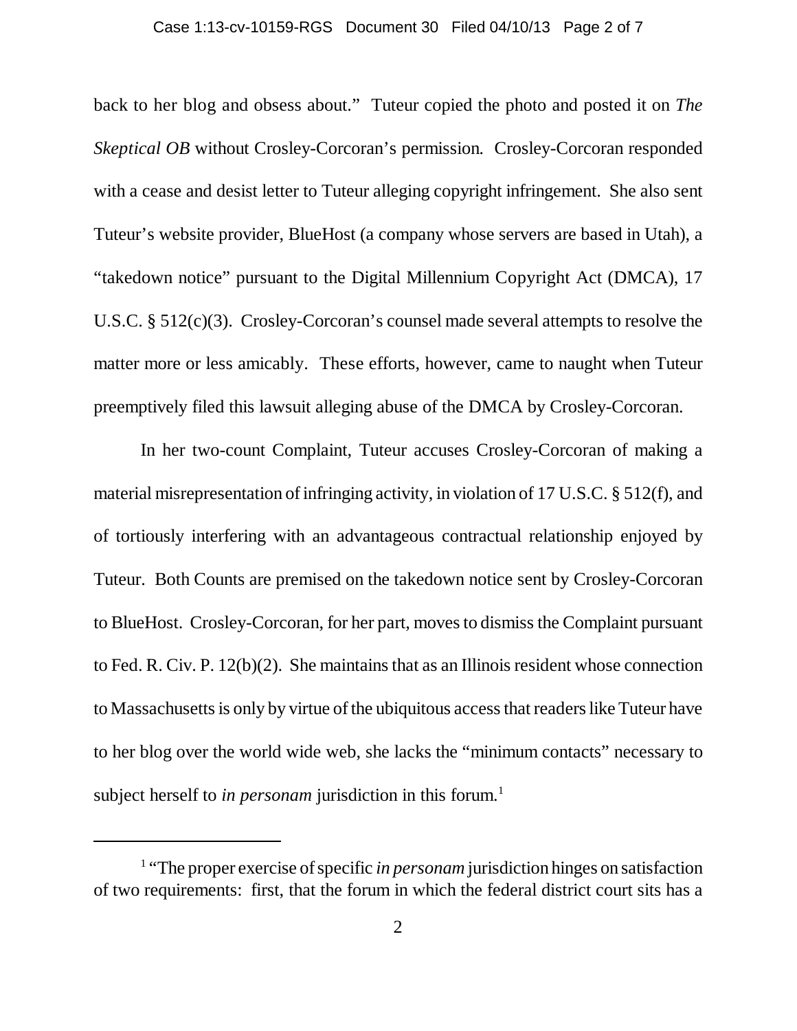back to her blog and obsess about." Tuteur copied the photo and posted it on *The Skeptical OB* without Crosley-Corcoran's permission. Crosley-Corcoran responded with a cease and desist letter to Tuteur alleging copyright infringement. She also sent Tuteur's website provider, BlueHost (a company whose servers are based in Utah), a "takedown notice" pursuant to the Digital Millennium Copyright Act (DMCA), 17 U.S.C. § 512(c)(3). Crosley-Corcoran's counsel made several attempts to resolve the matter more or less amicably. These efforts, however, came to naught when Tuteur preemptively filed this lawsuit alleging abuse of the DMCA by Crosley-Corcoran.

In her two-count Complaint, Tuteur accuses Crosley-Corcoran of making a material misrepresentation of infringing activity, in violation of 17 U.S.C. § 512(f), and of tortiously interfering with an advantageous contractual relationship enjoyed by Tuteur. Both Counts are premised on the takedown notice sent by Crosley-Corcoran to BlueHost. Crosley-Corcoran, for her part, moves to dismiss the Complaint pursuant to Fed. R. Civ. P. 12(b)(2). She maintains that as an Illinois resident whose connection to Massachusetts is only by virtue of the ubiquitous access that readers like Tuteur have to her blog over the world wide web, she lacks the "minimum contacts" necessary to subject herself to *in personam* jurisdiction in this forum.[1]

---

[1] "The proper exercise of specific *in personam* jurisdiction hinges on satisfaction of two requirements: first, that the forum in which the federal district court sits has a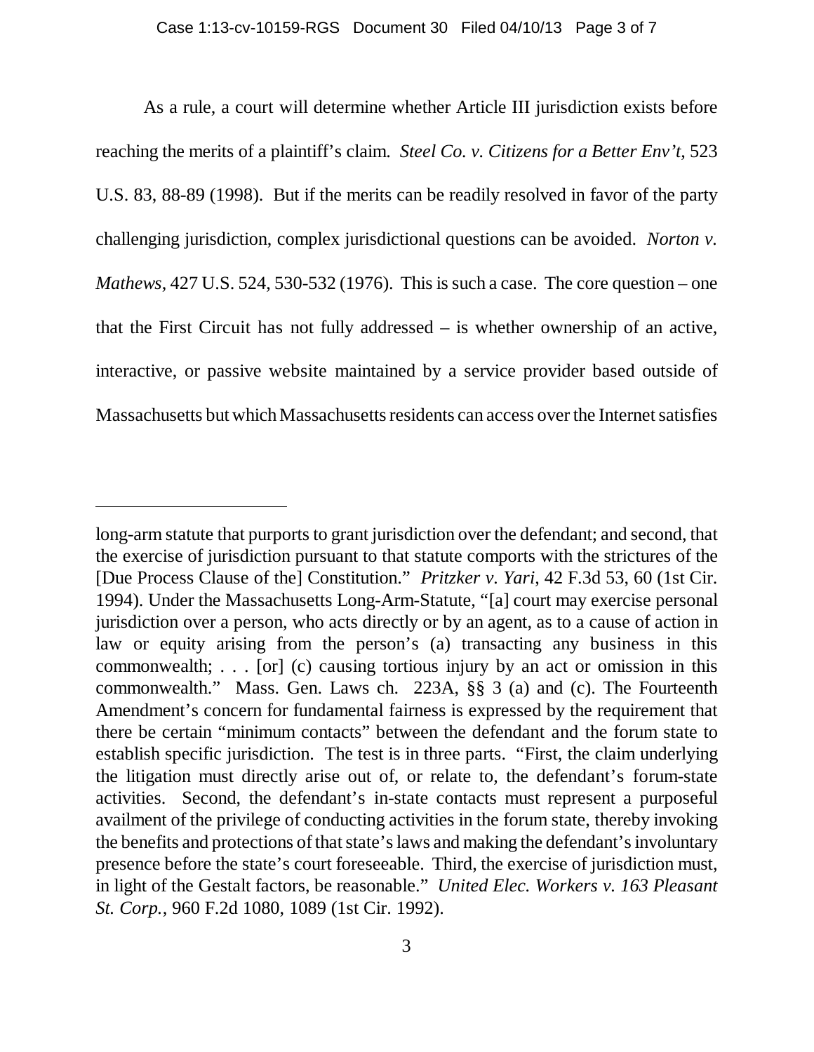As a rule, a court will determine whether Article III jurisdiction exists before reaching the merits of a plaintiff's claim. *Steel Co. v. Citizens for a Better Env't*, 523 U.S. 83, 88-89 (1998). But if the merits can be readily resolved in favor of the party challenging jurisdiction, complex jurisdictional questions can be avoided. *Norton v. Mathews*, 427 U.S. 524, 530-532 (1976). This is such a case. The core question – one that the First Circuit has not fully addressed – is whether ownership of an active, interactive, or passive website maintained by a service provider based outside of Massachusetts but which Massachusetts residents can access over the Internet satisfies

---

long-arm statute that purports to grant jurisdiction over the defendant; and second, that the exercise of jurisdiction pursuant to that statute comports with the strictures of the [Due Process Clause of the] Constitution." *Pritzker v. Yari*, 42 F.3d 53, 60 (1st Cir. 1994). Under the Massachusetts Long-Arm-Statute, "[a] court may exercise personal jurisdiction over a person, who acts directly or by an agent, as to a cause of action in law or equity arising from the person's (a) transacting any business in this commonwealth; . . . [or] (c) causing tortious injury by an act or omission in this commonwealth." Mass. Gen. Laws ch. 223A, §§ 3 (a) and (c). The Fourteenth Amendment's concern for fundamental fairness is expressed by the requirement that there be certain "minimum contacts" between the defendant and the forum state to establish specific jurisdiction. The test is in three parts. "First, the claim underlying the litigation must directly arise out of, or relate to, the defendant's forum-state activities. Second, the defendant's in-state contacts must represent a purposeful availment of the privilege of conducting activities in the forum state, thereby invoking the benefits and protections of that state's laws and making the defendant's involuntary presence before the state's court foreseeable. Third, the exercise of jurisdiction must, in light of the Gestalt factors, be reasonable." *United Elec. Workers v. 163 Pleasant St. Corp.*, 960 F.2d 1080, 1089 (1st Cir. 1992).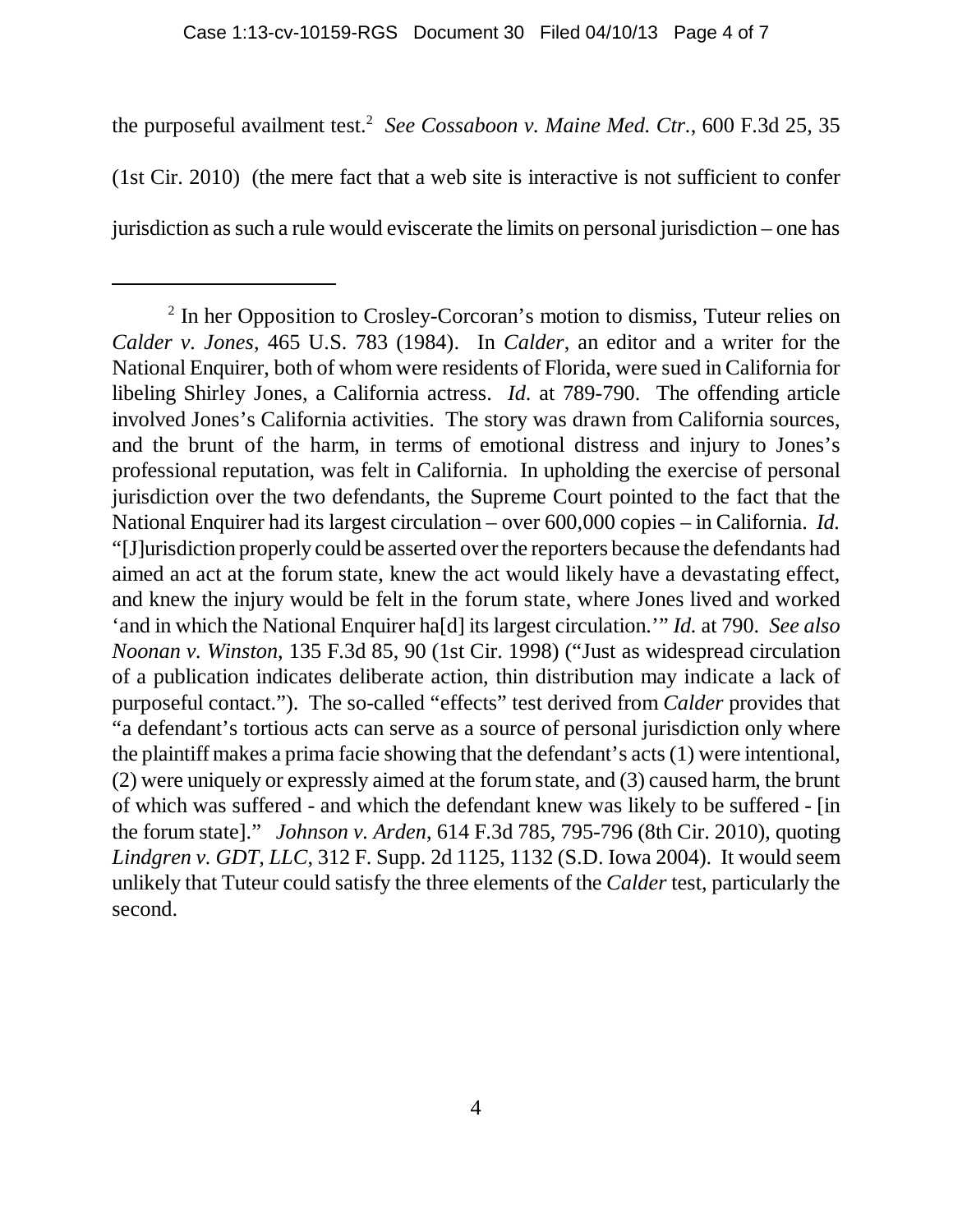the purposeful availment test.[2] *See Cossaboon v. Maine Med. Ctr.*, 600 F.3d 25, 35 (1st Cir. 2010) (the mere fact that a web site is interactive is not sufficient to confer jurisdiction as such a rule would eviscerate the limits on personal jurisdiction – one has

---

[2] In her Opposition to Crosley-Corcoran's motion to dismiss, Tuteur relies on *Calder v. Jones*, 465 U.S. 783 (1984). In *Calder*, an editor and a writer for the National Enquirer, both of whom were residents of Florida, were sued in California for libeling Shirley Jones, a California actress. *Id.* at 789-790. The offending article involved Jones's California activities. The story was drawn from California sources, and the brunt of the harm, in terms of emotional distress and injury to Jones's professional reputation, was felt in California. In upholding the exercise of personal jurisdiction over the two defendants, the Supreme Court pointed to the fact that the National Enquirer had its largest circulation – over 600,000 copies – in California. *Id.* "[J]urisdiction properly could be asserted over the reporters because the defendants had aimed an act at the forum state, knew the act would likely have a devastating effect, and knew the injury would be felt in the forum state, where Jones lived and worked 'and in which the National Enquirer ha[d] its largest circulation.'" *Id.* at 790. *See also Noonan v. Winston*, 135 F.3d 85, 90 (1st Cir. 1998) ("Just as widespread circulation of a publication indicates deliberate action, thin distribution may indicate a lack of purposeful contact."). The so-called "effects" test derived from *Calder* provides that "a defendant's tortious acts can serve as a source of personal jurisdiction only where the plaintiff makes a prima facie showing that the defendant's acts (1) were intentional, (2) were uniquely or expressly aimed at the forum state, and (3) caused harm, the brunt of which was suffered - and which the defendant knew was likely to be suffered - [in the forum state]." *Johnson v. Arden*, 614 F.3d 785, 795-796 (8th Cir. 2010), quoting *Lindgren v. GDT, LLC*, 312 F. Supp. 2d 1125, 1132 (S.D. Iowa 2004). It would seem unlikely that Tuteur could satisfy the three elements of the *Calder* test, particularly the second.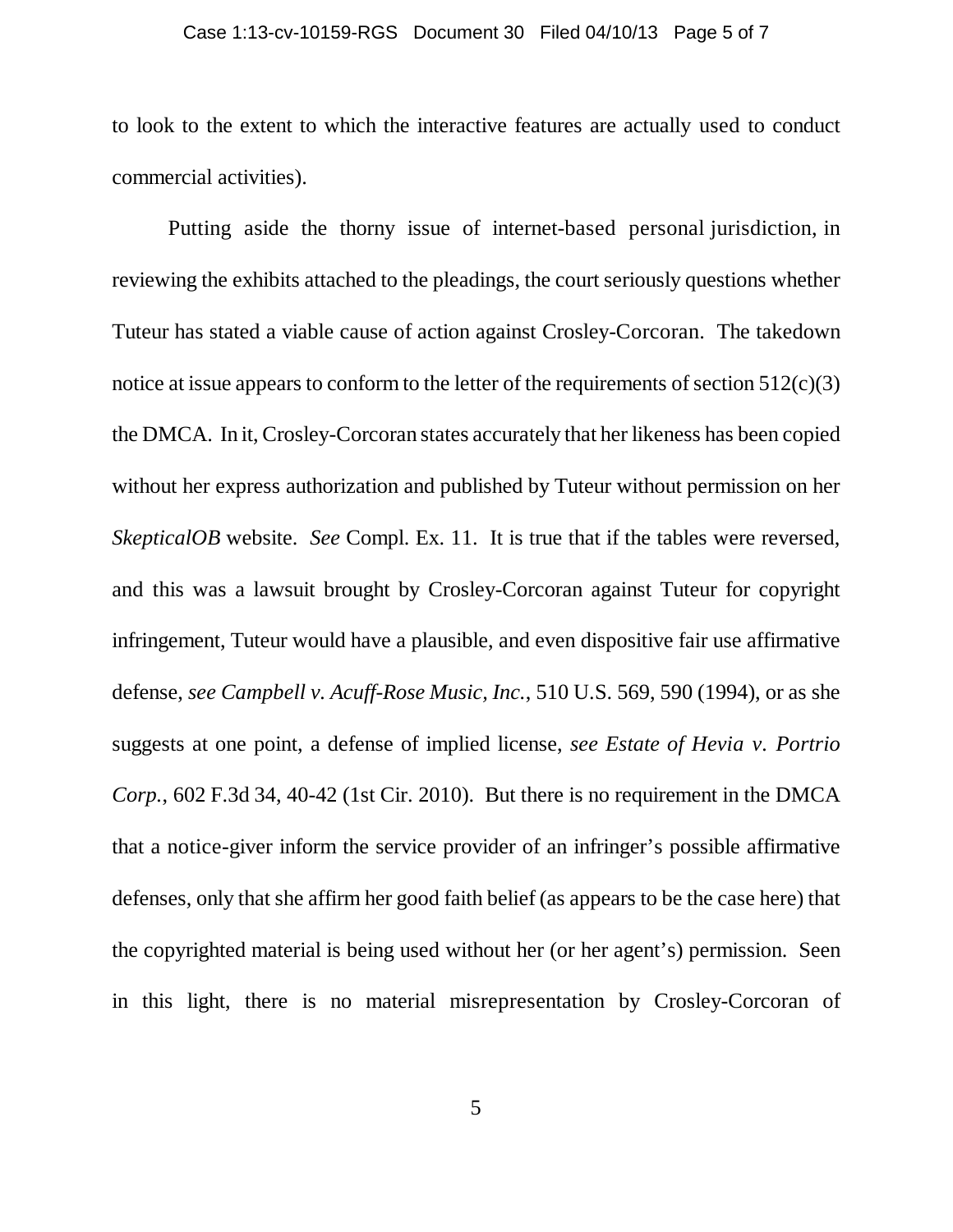to look to the extent to which the interactive features are actually used to conduct commercial activities).

Putting aside the thorny issue of internet-based personal jurisdiction, in reviewing the exhibits attached to the pleadings, the court seriously questions whether Tuteur has stated a viable cause of action against Crosley-Corcoran. The takedown notice at issue appears to conform to the letter of the requirements of section 512(c)(3) the DMCA. In it, Crosley-Corcoran states accurately that her likeness has been copied without her express authorization and published by Tuteur without permission on her *SkepticalOB* website. *See* Compl. Ex. 11. It is true that if the tables were reversed, and this was a lawsuit brought by Crosley-Corcoran against Tuteur for copyright infringement, Tuteur would have a plausible, and even dispositive fair use affirmative defense, *see Campbell v. Acuff-Rose Music, Inc.*, 510 U.S. 569, 590 (1994), or as she suggests at one point, a defense of implied license, *see Estate of Hevia v. Portrio Corp.*, 602 F.3d 34, 40-42 (1st Cir. 2010). But there is no requirement in the DMCA that a notice-giver inform the service provider of an infringer's possible affirmative defenses, only that she affirm her good faith belief (as appears to be the case here) that the copyrighted material is being used without her (or her agent's) permission. Seen in this light, there is no material misrepresentation by Crosley-Corcoran of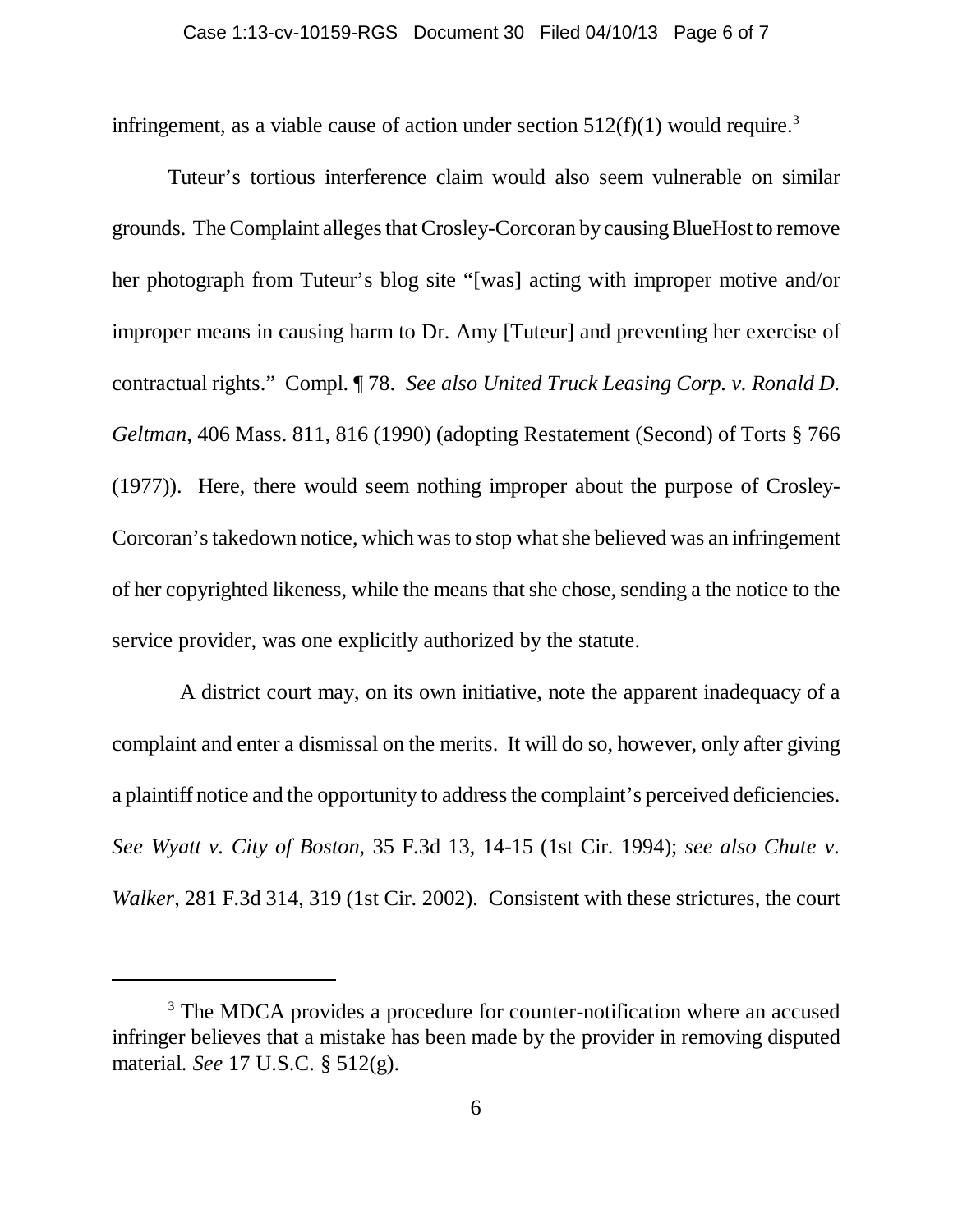infringement, as a viable cause of action under section 512(f)(1) would require.[3]

Tuteur's tortious interference claim would also seem vulnerable on similar grounds. The Complaint alleges that Crosley-Corcoran by causing BlueHost to remove her photograph from Tuteur's blog site "[was] acting with improper motive and/or improper means in causing harm to Dr. Amy [Tuteur] and preventing her exercise of contractual rights." Compl. ¶ 78. *See also United Truck Leasing Corp. v. Ronald D. Geltman*, 406 Mass. 811, 816 (1990) (adopting Restatement (Second) of Torts § 766 (1977)). Here, there would seem nothing improper about the purpose of Crosley-Corcoran's takedown notice, which was to stop what she believed was an infringement of her copyrighted likeness, while the means that she chose, sending a the notice to the service provider, was one explicitly authorized by the statute.

A district court may, on its own initiative, note the apparent inadequacy of a complaint and enter a dismissal on the merits. It will do so, however, only after giving a plaintiff notice and the opportunity to address the complaint's perceived deficiencies. *See Wyatt v. City of Boston*, 35 F.3d 13, 14-15 (1st Cir. 1994); *see also Chute v. Walker*, 281 F.3d 314, 319 (1st Cir. 2002). Consistent with these strictures, the court

---

[3] The MDCA provides a procedure for counter-notification where an accused infringer believes that a mistake has been made by the provider in removing disputed material. *See* 17 U.S.C. § 512(g).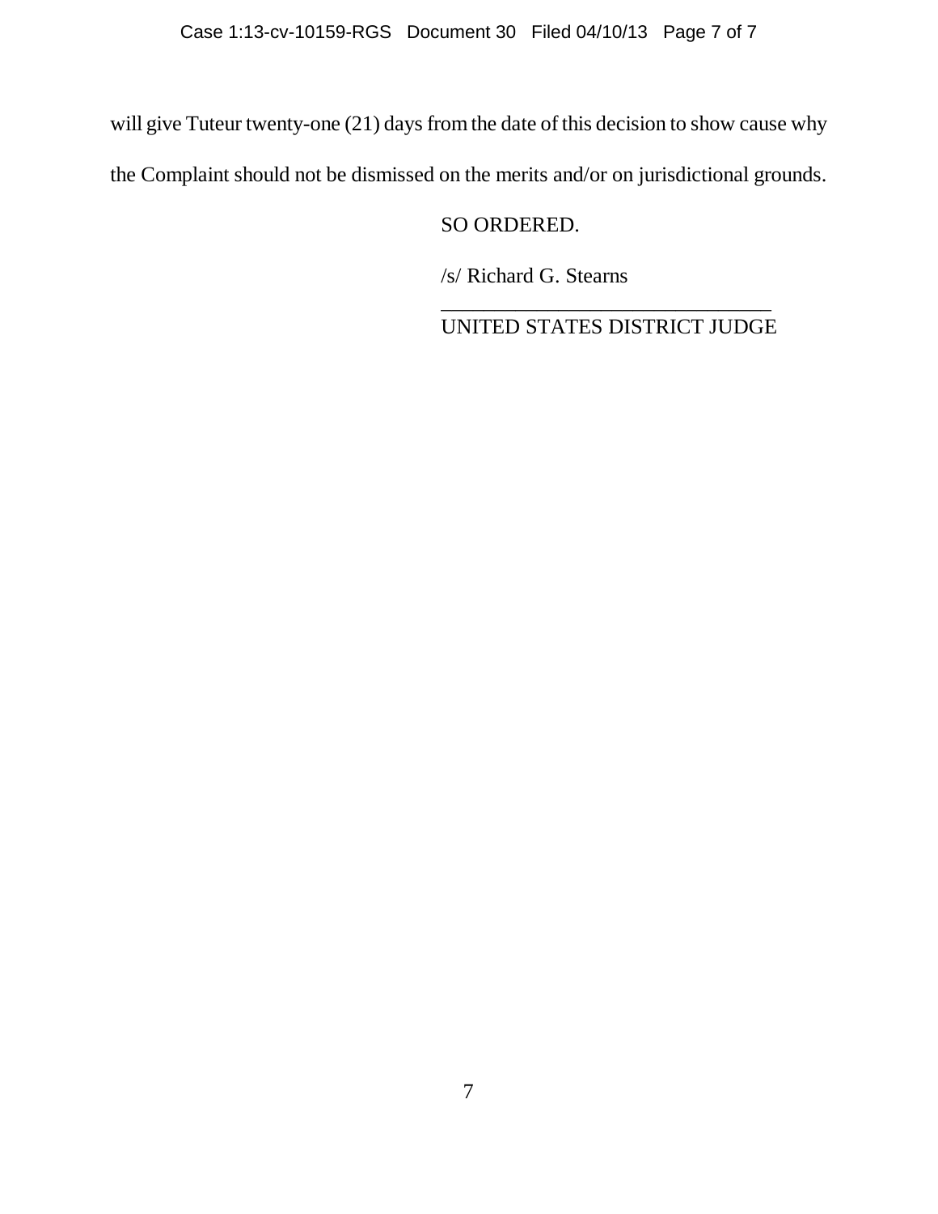will give Tuteur twenty-one (21) days from the date of this decision to show cause why the Complaint should not be dismissed on the merits and/or on jurisdictional grounds.

SO ORDERED.

/s/ Richard G. Stearns

_______________________________

UNITED STATES DISTRICT JUDGE